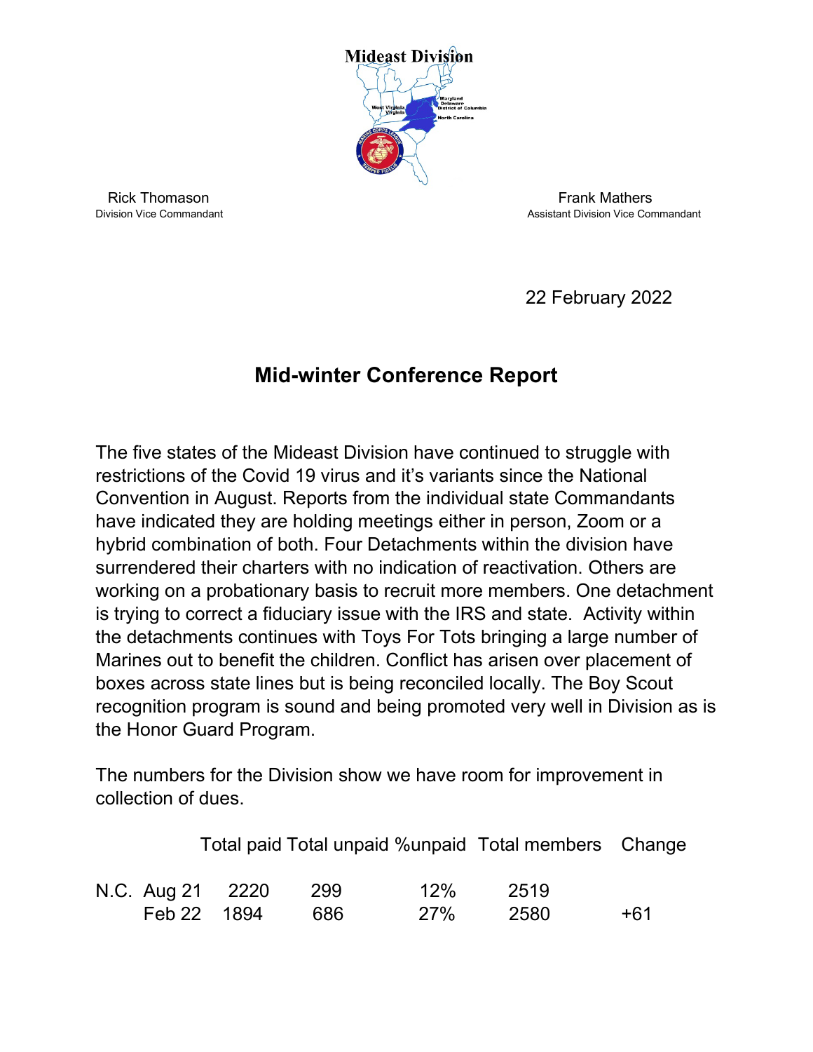Mideast Division

Rick Thomason
Division Vice Commandant

Frank Mathers
Assistant Division Vice Commandant

22 February 2022

## Mid-winter Conference Report

The five states of the Mideast Division have continued to struggle with restrictions of the Covid 19 virus and it's variants since the National Convention in August. Reports from the individual state Commandants have indicated they are holding meetings either in person, Zoom or a hybrid combination of both. Four Detachments within the division have surrendered their charters with no indication of reactivation. Others are working on a probationary basis to recruit more members. One detachment is trying to correct a fiduciary issue with the IRS and state. Activity within the detachments continues with Toys For Tots bringing a large number of Marines out to benefit the children. Conflict has arisen over placement of boxes across state lines but is being reconciled locally. The Boy Scout recognition program is sound and being promoted very well in Division as is the Honor Guard Program.

The numbers for the Division show we have room for improvement in collection of dues.

| | | Total paid | Total unpaid | %unpaid | Total members | Change |
|---|---|---|---|---|---|---|
| N.C. | Aug 21 | 2220 | 299 | 12% | 2519 | |
| | Feb 22 | 1894 | 686 | 27% | 2580 | +61 |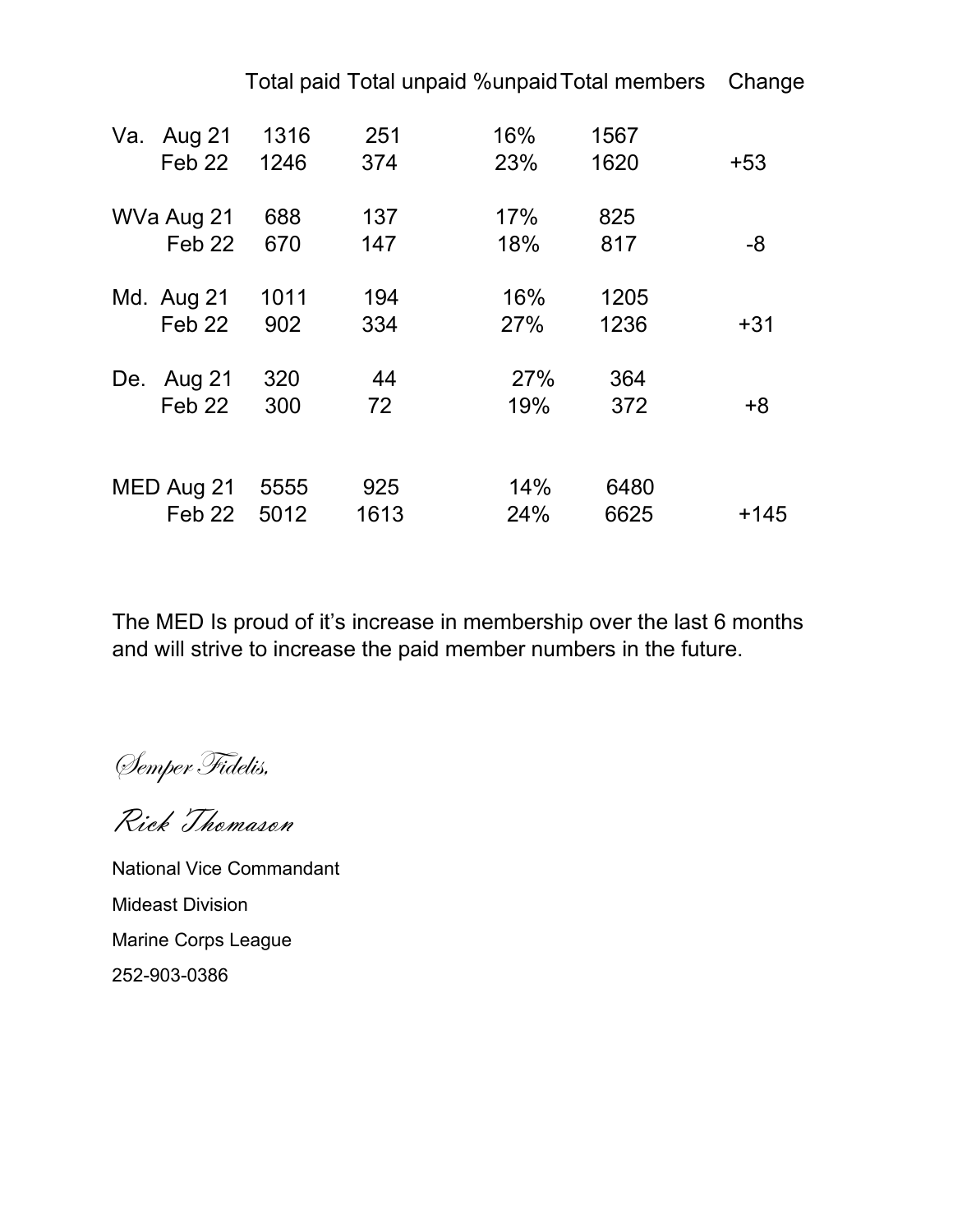| | | Total paid | Total unpaid | %unpaid | Total members | Change |
|---|---|---|---|---|---|---|
| Va. | Aug 21 | 1316 | 251 | 16% | 1567 | |
| | Feb 22 | 1246 | 374 | 23% | 1620 | +53 |
| WVa | Aug 21 | 688 | 137 | 17% | 825 | |
| | Feb 22 | 670 | 147 | 18% | 817 | -8 |
| Md. | Aug 21 | 1011 | 194 | 16% | 1205 | |
| | Feb 22 | 902 | 334 | 27% | 1236 | +31 |
| De. | Aug 21 | 320 | 44 | 27% | 364 | |
| | Feb 22 | 300 | 72 | 19% | 372 | +8 |
| MED | Aug 21 | 5555 | 925 | 14% | 6480 | |
| | Feb 22 | 5012 | 1613 | 24% | 6625 | +145 |

The MED Is proud of it's increase in membership over the last 6 months and will strive to increase the paid member numbers in the future.

*Semper Fidelis,*

*Rick Thomason*

National Vice Commandant

Mideast Division

Marine Corps League

252-903-0386